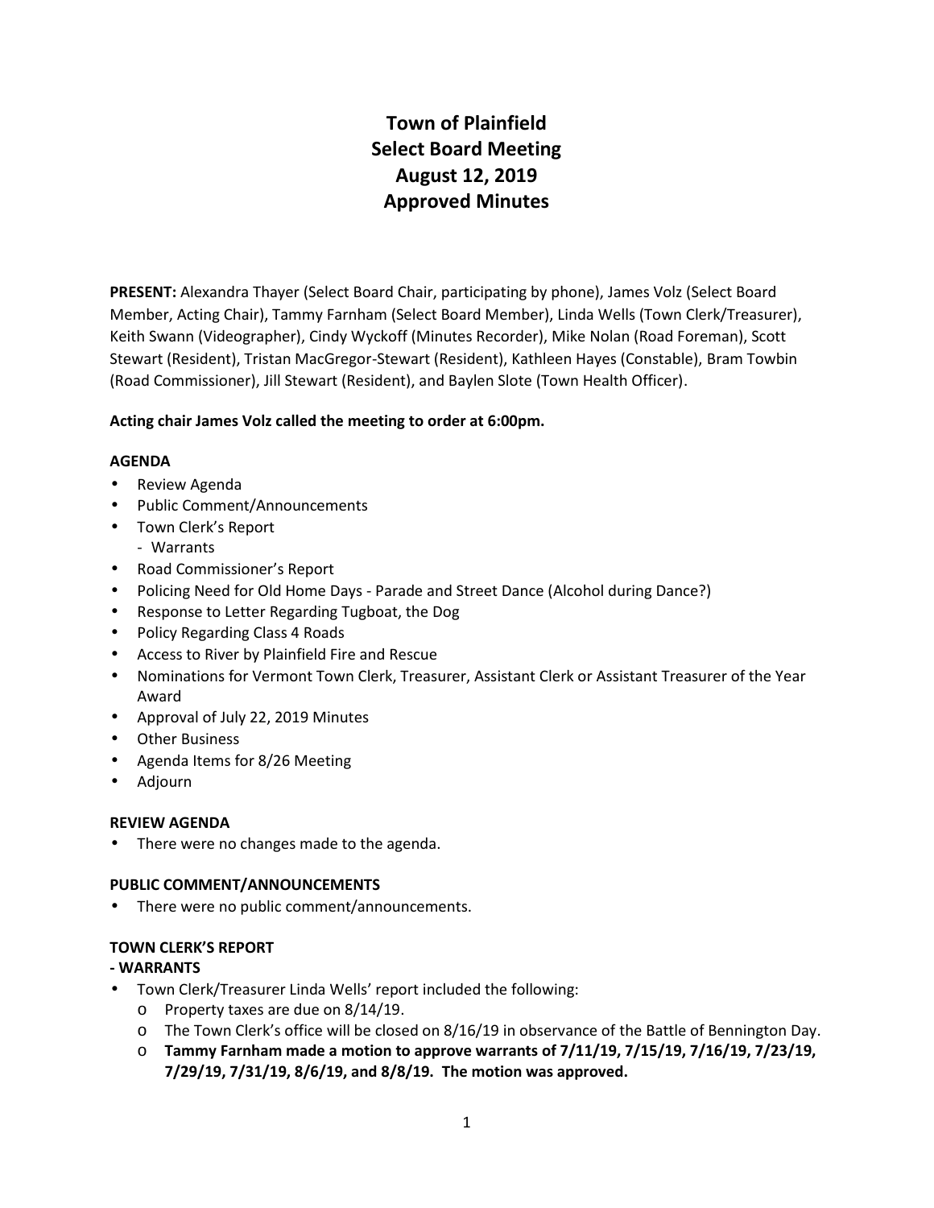# Town of Plainfield
# Select Board Meeting
# August 12, 2019
# Approved Minutes

**PRESENT:** Alexandra Thayer (Select Board Chair, participating by phone), James Volz (Select Board Member, Acting Chair), Tammy Farnham (Select Board Member), Linda Wells (Town Clerk/Treasurer), Keith Swann (Videographer), Cindy Wyckoff (Minutes Recorder), Mike Nolan (Road Foreman), Scott Stewart (Resident), Tristan MacGregor-Stewart (Resident), Kathleen Hayes (Constable), Bram Towbin (Road Commissioner), Jill Stewart (Resident), and Baylen Slote (Town Health Officer).

**Acting chair James Volz called the meeting to order at 6:00pm.**

**AGENDA**

- Review Agenda
- Public Comment/Announcements
- Town Clerk's Report
  - Warrants
- Road Commissioner's Report
- Policing Need for Old Home Days - Parade and Street Dance (Alcohol during Dance?)
- Response to Letter Regarding Tugboat, the Dog
- Policy Regarding Class 4 Roads
- Access to River by Plainfield Fire and Rescue
- Nominations for Vermont Town Clerk, Treasurer, Assistant Clerk or Assistant Treasurer of the Year Award
- Approval of July 22, 2019 Minutes
- Other Business
- Agenda Items for 8/26 Meeting
- Adjourn

**REVIEW AGENDA**

- There were no changes made to the agenda.

**PUBLIC COMMENT/ANNOUNCEMENTS**

- There were no public comment/announcements.

**TOWN CLERK'S REPORT**
**- WARRANTS**

- Town Clerk/Treasurer Linda Wells' report included the following:
  - Property taxes are due on 8/14/19.
  - The Town Clerk's office will be closed on 8/16/19 in observance of the Battle of Bennington Day.
  - **Tammy Farnham made a motion to approve warrants of 7/11/19, 7/15/19, 7/16/19, 7/23/19, 7/29/19, 7/31/19, 8/6/19, and 8/8/19. The motion was approved.**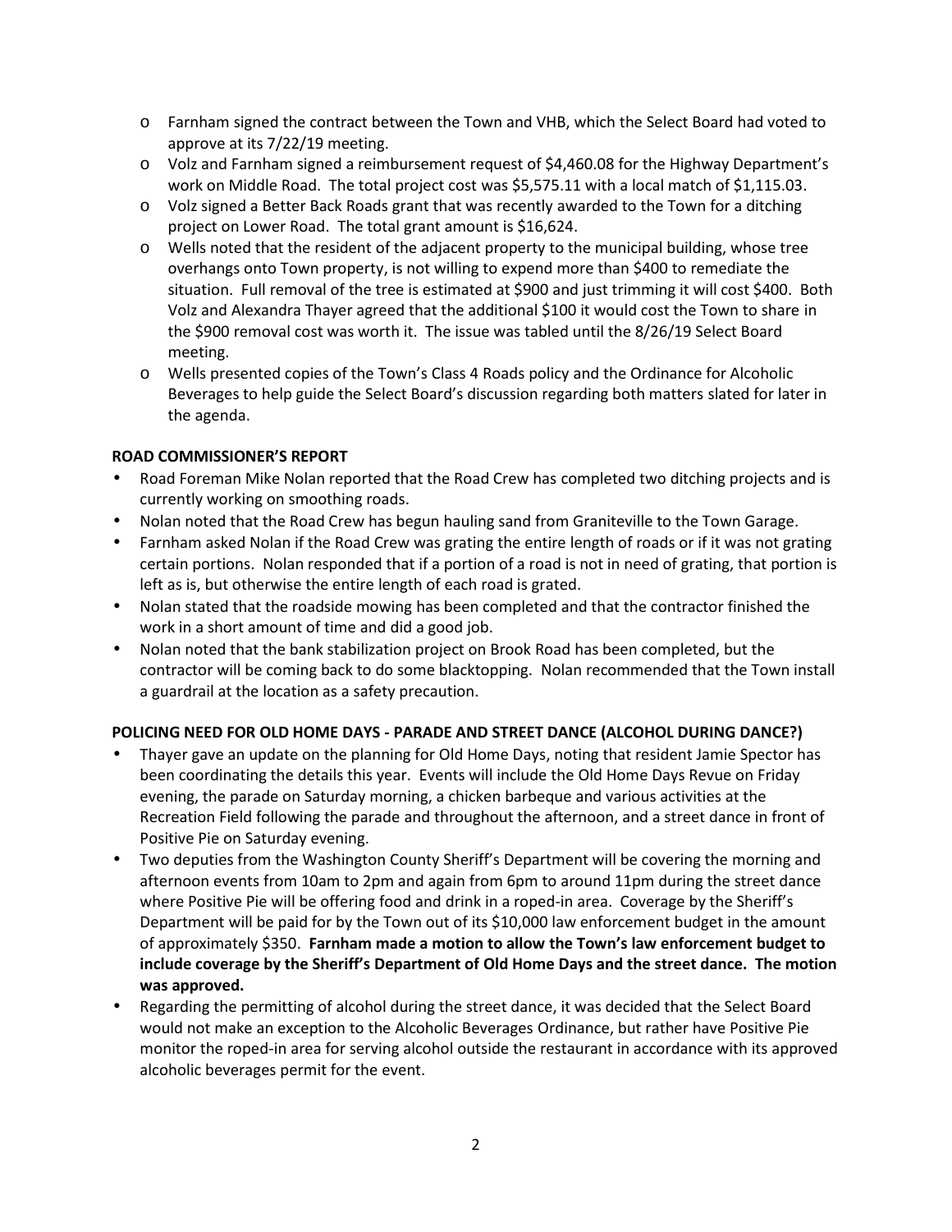- Farnham signed the contract between the Town and VHB, which the Select Board had voted to approve at its 7/22/19 meeting.
- Volz and Farnham signed a reimbursement request of $4,460.08 for the Highway Department's work on Middle Road. The total project cost was $5,575.11 with a local match of $1,115.03.
- Volz signed a Better Back Roads grant that was recently awarded to the Town for a ditching project on Lower Road. The total grant amount is $16,624.
- Wells noted that the resident of the adjacent property to the municipal building, whose tree overhangs onto Town property, is not willing to expend more than $400 to remediate the situation. Full removal of the tree is estimated at $900 and just trimming it will cost $400. Both Volz and Alexandra Thayer agreed that the additional $100 it would cost the Town to share in the $900 removal cost was worth it. The issue was tabled until the 8/26/19 Select Board meeting.
- Wells presented copies of the Town's Class 4 Roads policy and the Ordinance for Alcoholic Beverages to help guide the Select Board's discussion regarding both matters slated for later in the agenda.

**ROAD COMMISSIONER'S REPORT**

- Road Foreman Mike Nolan reported that the Road Crew has completed two ditching projects and is currently working on smoothing roads.
- Nolan noted that the Road Crew has begun hauling sand from Graniteville to the Town Garage.
- Farnham asked Nolan if the Road Crew was grating the entire length of roads or if it was not grating certain portions. Nolan responded that if a portion of a road is not in need of grating, that portion is left as is, but otherwise the entire length of each road is grated.
- Nolan stated that the roadside mowing has been completed and that the contractor finished the work in a short amount of time and did a good job.
- Nolan noted that the bank stabilization project on Brook Road has been completed, but the contractor will be coming back to do some blacktopping. Nolan recommended that the Town install a guardrail at the location as a safety precaution.

**POLICING NEED FOR OLD HOME DAYS - PARADE AND STREET DANCE (ALCOHOL DURING DANCE?)**

- Thayer gave an update on the planning for Old Home Days, noting that resident Jamie Spector has been coordinating the details this year. Events will include the Old Home Days Revue on Friday evening, the parade on Saturday morning, a chicken barbeque and various activities at the Recreation Field following the parade and throughout the afternoon, and a street dance in front of Positive Pie on Saturday evening.
- Two deputies from the Washington County Sheriff's Department will be covering the morning and afternoon events from 10am to 2pm and again from 6pm to around 11pm during the street dance where Positive Pie will be offering food and drink in a roped-in area. Coverage by the Sheriff's Department will be paid for by the Town out of its $10,000 law enforcement budget in the amount of approximately $350. **Farnham made a motion to allow the Town's law enforcement budget to include coverage by the Sheriff's Department of Old Home Days and the street dance. The motion was approved.**
- Regarding the permitting of alcohol during the street dance, it was decided that the Select Board would not make an exception to the Alcoholic Beverages Ordinance, but rather have Positive Pie monitor the roped-in area for serving alcohol outside the restaurant in accordance with its approved alcoholic beverages permit for the event.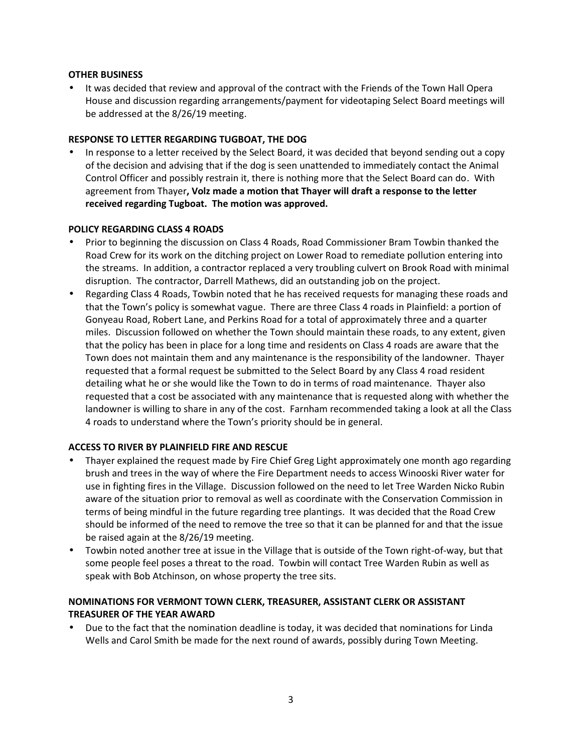**OTHER BUSINESS**

- It was decided that review and approval of the contract with the Friends of the Town Hall Opera House and discussion regarding arrangements/payment for videotaping Select Board meetings will be addressed at the 8/26/19 meeting.

**RESPONSE TO LETTER REGARDING TUGBOAT, THE DOG**

- In response to a letter received by the Select Board, it was decided that beyond sending out a copy of the decision and advising that if the dog is seen unattended to immediately contact the Animal Control Officer and possibly restrain it, there is nothing more that the Select Board can do. With agreement from Thayer**, Volz made a motion that Thayer will draft a response to the letter received regarding Tugboat. The motion was approved.**

**POLICY REGARDING CLASS 4 ROADS**

- Prior to beginning the discussion on Class 4 Roads, Road Commissioner Bram Towbin thanked the Road Crew for its work on the ditching project on Lower Road to remediate pollution entering into the streams. In addition, a contractor replaced a very troubling culvert on Brook Road with minimal disruption. The contractor, Darrell Mathews, did an outstanding job on the project.
- Regarding Class 4 Roads, Towbin noted that he has received requests for managing these roads and that the Town's policy is somewhat vague. There are three Class 4 roads in Plainfield: a portion of Gonyeau Road, Robert Lane, and Perkins Road for a total of approximately three and a quarter miles. Discussion followed on whether the Town should maintain these roads, to any extent, given that the policy has been in place for a long time and residents on Class 4 roads are aware that the Town does not maintain them and any maintenance is the responsibility of the landowner. Thayer requested that a formal request be submitted to the Select Board by any Class 4 road resident detailing what he or she would like the Town to do in terms of road maintenance. Thayer also requested that a cost be associated with any maintenance that is requested along with whether the landowner is willing to share in any of the cost. Farnham recommended taking a look at all the Class 4 roads to understand where the Town's priority should be in general.

**ACCESS TO RIVER BY PLAINFIELD FIRE AND RESCUE**

- Thayer explained the request made by Fire Chief Greg Light approximately one month ago regarding brush and trees in the way of where the Fire Department needs to access Winooski River water for use in fighting fires in the Village. Discussion followed on the need to let Tree Warden Nicko Rubin aware of the situation prior to removal as well as coordinate with the Conservation Commission in terms of being mindful in the future regarding tree plantings. It was decided that the Road Crew should be informed of the need to remove the tree so that it can be planned for and that the issue be raised again at the 8/26/19 meeting.
- Towbin noted another tree at issue in the Village that is outside of the Town right-of-way, but that some people feel poses a threat to the road. Towbin will contact Tree Warden Rubin as well as speak with Bob Atchinson, on whose property the tree sits.

**NOMINATIONS FOR VERMONT TOWN CLERK, TREASURER, ASSISTANT CLERK OR ASSISTANT TREASURER OF THE YEAR AWARD**

- Due to the fact that the nomination deadline is today, it was decided that nominations for Linda Wells and Carol Smith be made for the next round of awards, possibly during Town Meeting.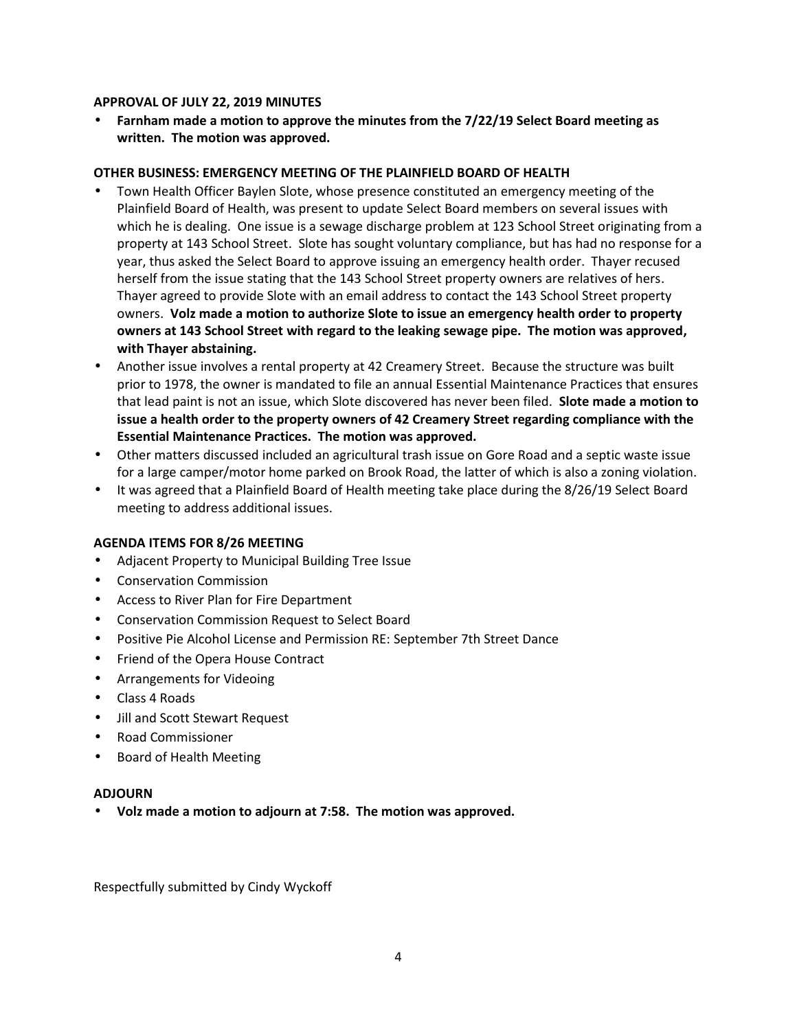**APPROVAL OF JULY 22, 2019 MINUTES**

- **Farnham made a motion to approve the minutes from the 7/22/19 Select Board meeting as written. The motion was approved.**

**OTHER BUSINESS: EMERGENCY MEETING OF THE PLAINFIELD BOARD OF HEALTH**

- Town Health Officer Baylen Slote, whose presence constituted an emergency meeting of the Plainfield Board of Health, was present to update Select Board members on several issues with which he is dealing. One issue is a sewage discharge problem at 123 School Street originating from a property at 143 School Street. Slote has sought voluntary compliance, but has had no response for a year, thus asked the Select Board to approve issuing an emergency health order. Thayer recused herself from the issue stating that the 143 School Street property owners are relatives of hers. Thayer agreed to provide Slote with an email address to contact the 143 School Street property owners. **Volz made a motion to authorize Slote to issue an emergency health order to property owners at 143 School Street with regard to the leaking sewage pipe. The motion was approved, with Thayer abstaining.**
- Another issue involves a rental property at 42 Creamery Street. Because the structure was built prior to 1978, the owner is mandated to file an annual Essential Maintenance Practices that ensures that lead paint is not an issue, which Slote discovered has never been filed. **Slote made a motion to issue a health order to the property owners of 42 Creamery Street regarding compliance with the Essential Maintenance Practices. The motion was approved.**
- Other matters discussed included an agricultural trash issue on Gore Road and a septic waste issue for a large camper/motor home parked on Brook Road, the latter of which is also a zoning violation.
- It was agreed that a Plainfield Board of Health meeting take place during the 8/26/19 Select Board meeting to address additional issues.

**AGENDA ITEMS FOR 8/26 MEETING**

- Adjacent Property to Municipal Building Tree Issue
- Conservation Commission
- Access to River Plan for Fire Department
- Conservation Commission Request to Select Board
- Positive Pie Alcohol License and Permission RE: September 7th Street Dance
- Friend of the Opera House Contract
- Arrangements for Videoing
- Class 4 Roads
- Jill and Scott Stewart Request
- Road Commissioner
- Board of Health Meeting

**ADJOURN**

- **Volz made a motion to adjourn at 7:58. The motion was approved.**

Respectfully submitted by Cindy Wyckoff